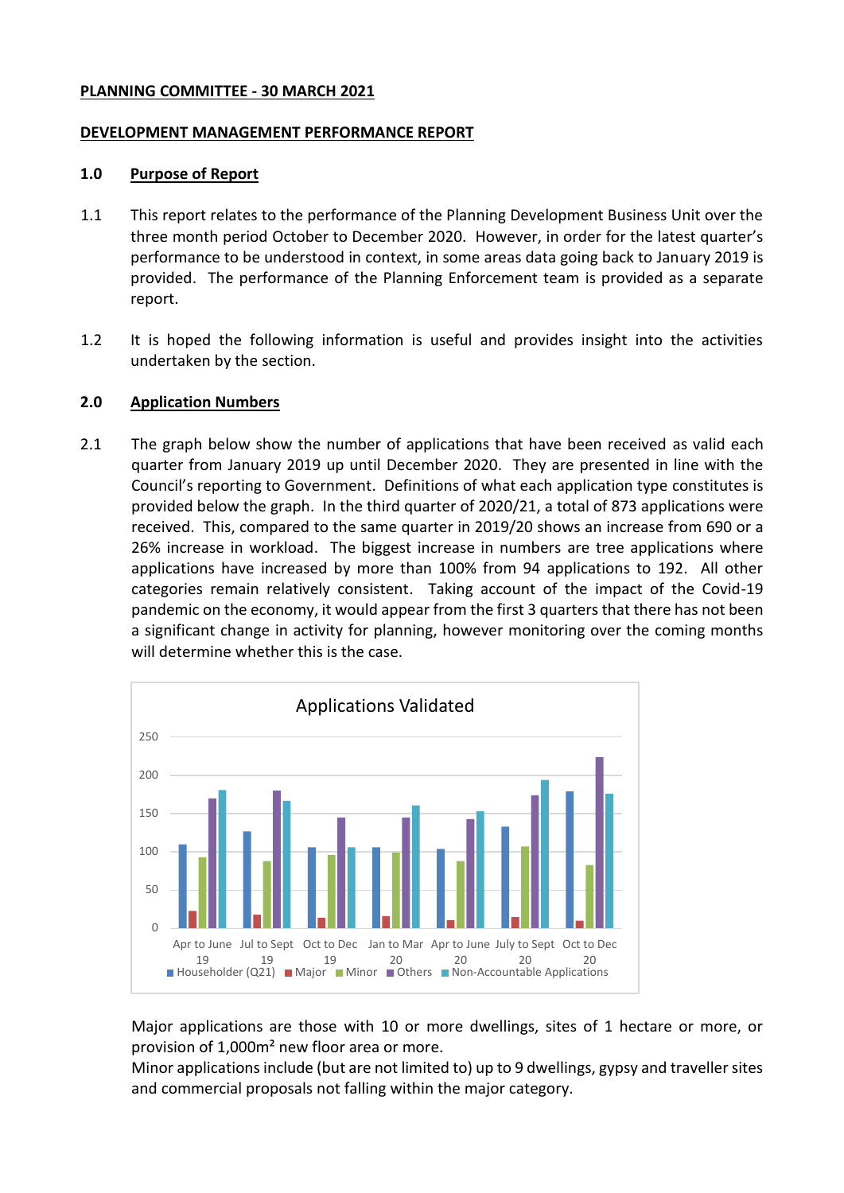**PLANNING COMMITTEE - 30 MARCH 2021**

**DEVELOPMENT MANAGEMENT PERFORMANCE REPORT**

## 1.0 Purpose of Report

1.1 This report relates to the performance of the Planning Development Business Unit over the three month period October to December 2020. However, in order for the latest quarter's performance to be understood in context, in some areas data going back to January 2019 is provided. The performance of the Planning Enforcement team is provided as a separate report.

1.2 It is hoped the following information is useful and provides insight into the activities undertaken by the section.

## 2.0 Application Numbers

2.1 The graph below show the number of applications that have been received as valid each quarter from January 2019 up until December 2020. They are presented in line with the Council's reporting to Government. Definitions of what each application type constitutes is provided below the graph. In the third quarter of 2020/21, a total of 873 applications were received. This, compared to the same quarter in 2019/20 shows an increase from 690 or a 26% increase in workload. The biggest increase in numbers are tree applications where applications have increased by more than 100% from 94 applications to 192. All other categories remain relatively consistent. Taking account of the impact of the Covid-19 pandemic on the economy, it would appear from the first 3 quarters that there has not been a significant change in activity for planning, however monitoring over the coming months will determine whether this is the case.

Applications Validated

Major applications are those with 10 or more dwellings, sites of 1 hectare or more, or provision of 1,000m² new floor area or more.
Minor applications include (but are not limited to) up to 9 dwellings, gypsy and traveller sites and commercial proposals not falling within the major category.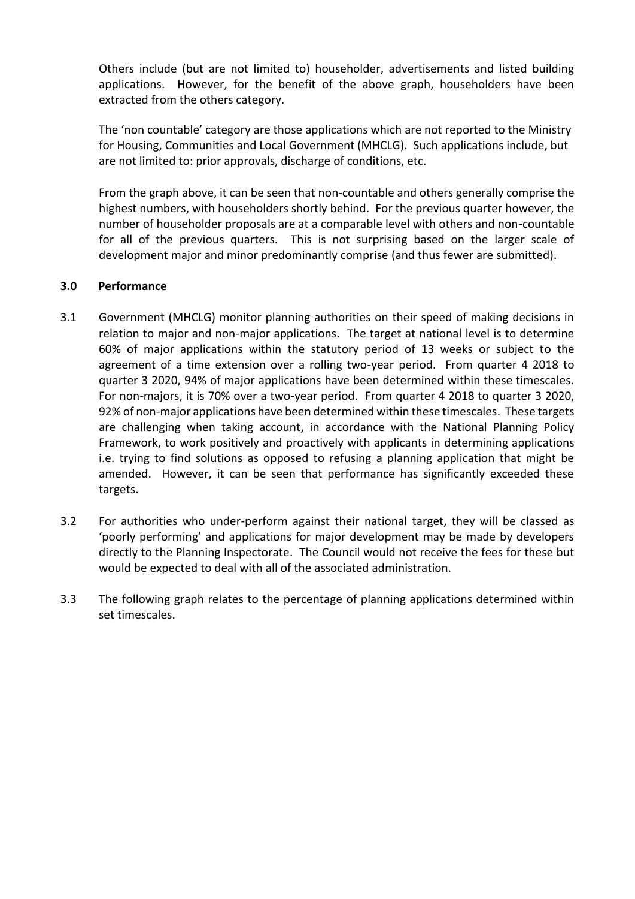Others include (but are not limited to) householder, advertisements and listed building applications. However, for the benefit of the above graph, householders have been extracted from the others category.

The 'non countable' category are those applications which are not reported to the Ministry for Housing, Communities and Local Government (MHCLG). Such applications include, but are not limited to: prior approvals, discharge of conditions, etc.

From the graph above, it can be seen that non-countable and others generally comprise the highest numbers, with householders shortly behind. For the previous quarter however, the number of householder proposals are at a comparable level with others and non-countable for all of the previous quarters. This is not surprising based on the larger scale of development major and minor predominantly comprise (and thus fewer are submitted).

## 3.0 Performance

3.1 Government (MHCLG) monitor planning authorities on their speed of making decisions in relation to major and non-major applications. The target at national level is to determine 60% of major applications within the statutory period of 13 weeks or subject to the agreement of a time extension over a rolling two-year period. From quarter 4 2018 to quarter 3 2020, 94% of major applications have been determined within these timescales. For non-majors, it is 70% over a two-year period. From quarter 4 2018 to quarter 3 2020, 92% of non-major applications have been determined within these timescales. These targets are challenging when taking account, in accordance with the National Planning Policy Framework, to work positively and proactively with applicants in determining applications i.e. trying to find solutions as opposed to refusing a planning application that might be amended. However, it can be seen that performance has significantly exceeded these targets.

3.2 For authorities who under-perform against their national target, they will be classed as 'poorly performing' and applications for major development may be made by developers directly to the Planning Inspectorate. The Council would not receive the fees for these but would be expected to deal with all of the associated administration.

3.3 The following graph relates to the percentage of planning applications determined within set timescales.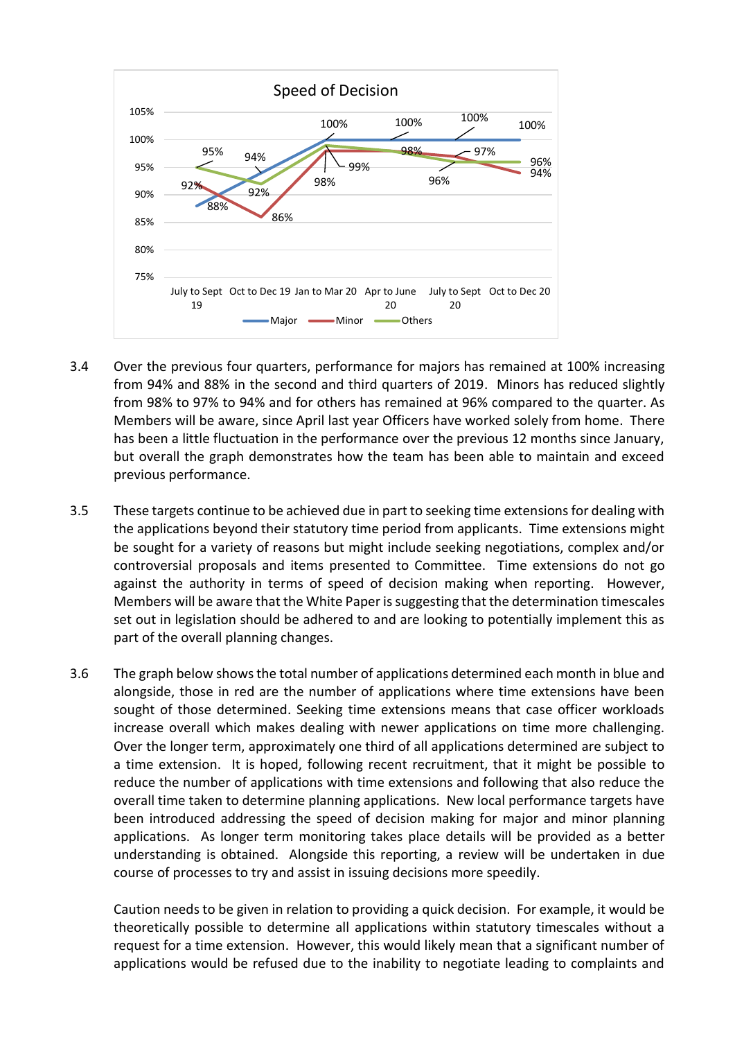**Speed of Decision**

| | July to Sept 19 | Oct to Dec 19 | Jan to Mar 20 | Apr to June 20 | July to Sept 20 | Oct to Dec 20 |
|---|---|---|---|---|---|---|
| Major | 88% | 94% | 100% | 100% | 100% | 100% |
| Minor | 92% | 86% | 98% | 98% | 97% | 94% |
| Others | 95% | 92% | 99% | 98% | 96% | 96% |

3.4 Over the previous four quarters, performance for majors has remained at 100% increasing from 94% and 88% in the second and third quarters of 2019. Minors has reduced slightly from 98% to 97% to 94% and for others has remained at 96% compared to the quarter. As Members will be aware, since April last year Officers have worked solely from home. There has been a little fluctuation in the performance over the previous 12 months since January, but overall the graph demonstrates how the team has been able to maintain and exceed previous performance.

3.5 These targets continue to be achieved due in part to seeking time extensions for dealing with the applications beyond their statutory time period from applicants. Time extensions might be sought for a variety of reasons but might include seeking negotiations, complex and/or controversial proposals and items presented to Committee. Time extensions do not go against the authority in terms of speed of decision making when reporting. However, Members will be aware that the White Paper is suggesting that the determination timescales set out in legislation should be adhered to and are looking to potentially implement this as part of the overall planning changes.

3.6 The graph below shows the total number of applications determined each month in blue and alongside, those in red are the number of applications where time extensions have been sought of those determined. Seeking time extensions means that case officer workloads increase overall which makes dealing with newer applications on time more challenging. Over the longer term, approximately one third of all applications determined are subject to a time extension. It is hoped, following recent recruitment, that it might be possible to reduce the number of applications with time extensions and following that also reduce the overall time taken to determine planning applications. New local performance targets have been introduced addressing the speed of decision making for major and minor planning applications. As longer term monitoring takes place details will be provided as a better understanding is obtained. Alongside this reporting, a review will be undertaken in due course of processes to try and assist in issuing decisions more speedily.

Caution needs to be given in relation to providing a quick decision. For example, it would be theoretically possible to determine all applications within statutory timescales without a request for a time extension. However, this would likely mean that a significant number of applications would be refused due to the inability to negotiate leading to complaints and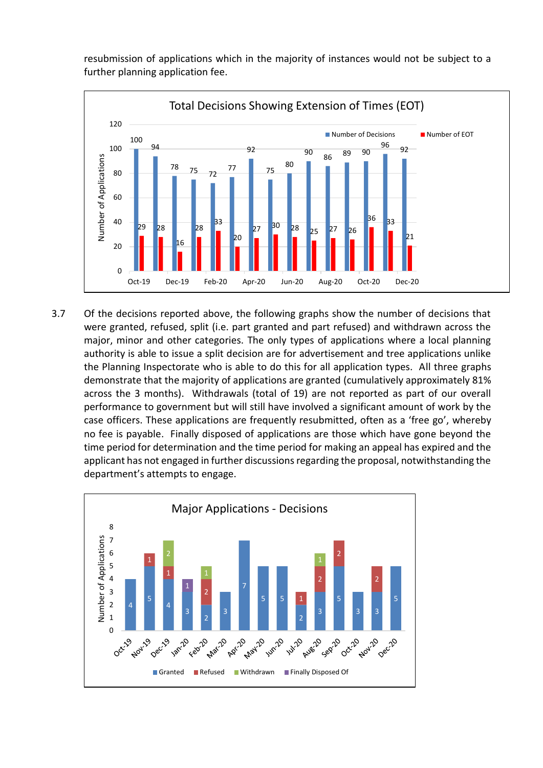resubmission of applications which in the majority of instances would not be subject to a further planning application fee.

**Total Decisions Showing Extension of Times (EOT)**

| Month | Number of Decisions | Number of EOT |
|---|---|---|
| Oct-19 | 100 | 29 |
| Nov-19 | 94 | 28 |
| Dec-19 | 78 | 16 |
| Jan-20 | 75 | 28 |
| Feb-20 | 72 | 33 |
| Mar-20 | 77 | 20 |
| Apr-20 | 92 | 27 |
| May-20 | 75 | 30 |
| Jun-20 | 80 | 28 |
| Jul-20 | 90 | 25 |
| Aug-20 | 86 | 27 |
| Sep-20 | 89 | 26 |
| Oct-20 | 90 | 36 |
| Nov-20 | 96 | 33 |
| Dec-20 | 92 | 21 |

3.7 Of the decisions reported above, the following graphs show the number of decisions that were granted, refused, split (i.e. part granted and part refused) and withdrawn across the major, minor and other categories. The only types of applications where a local planning authority is able to issue a split decision are for advertisement and tree applications unlike the Planning Inspectorate who is able to do this for all application types. All three graphs demonstrate that the majority of applications are granted (cumulatively approximately 81% across the 3 months). Withdrawals (total of 19) are not reported as part of our overall performance to government but will still have involved a significant amount of work by the case officers. These applications are frequently resubmitted, often as a 'free go', whereby no fee is payable. Finally disposed of applications are those which have gone beyond the time period for determination and the time period for making an appeal has expired and the applicant has not engaged in further discussions regarding the proposal, notwithstanding the department's attempts to engage.

**Major Applications - Decisions**

| Month | Granted | Refused | Withdrawn | Finally Disposed Of |
|---|---|---|---|---|
| Oct-19 | 4 | | | |
| Nov-19 | 5 | 1 | | |
| Dec-19 | 4 | 1 | 2 | |
| Jan-20 | 3 | | | 1 |
| Feb-20 | 2 | 2 | 1 | |
| Mar-20 | 3 | | | |
| Apr-20 | 7 | | | |
| May-20 | 5 | | | |
| Jun-20 | 5 | | | |
| Jul-20 | 2 | 1 | | |
| Aug-20 | 3 | 2 | 1 | |
| Sep-20 | 5 | 2 | | |
| Oct-20 | 3 | | | |
| Nov-20 | 3 | 2 | | |
| Dec-20 | 5 | | | |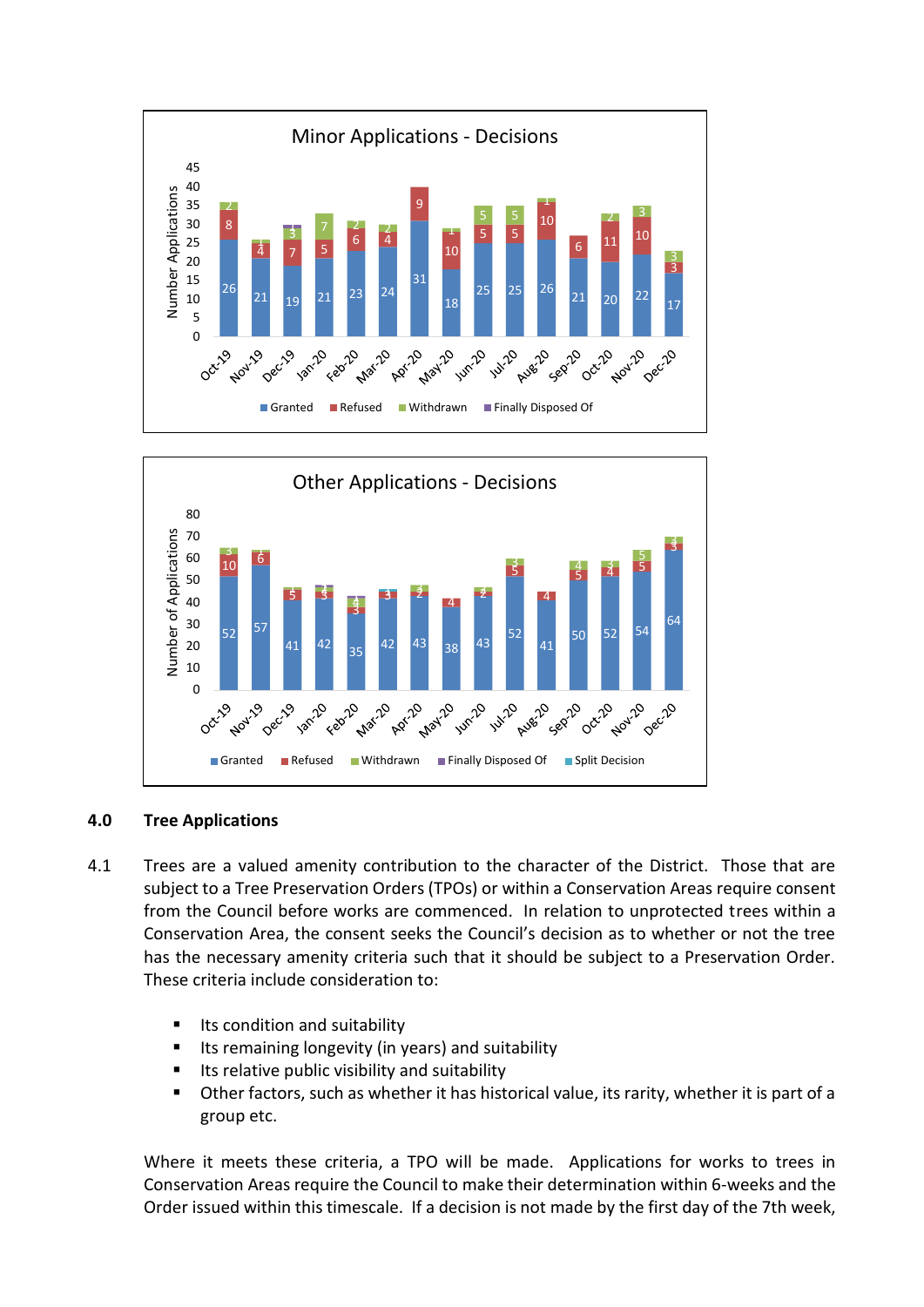**Minor Applications - Decisions**

| Month | Granted | Refused | Withdrawn | Finally Disposed Of |
|---|---|---|---|---|
| Oct-19 | 26 | 8 | 2 | |
| Nov-19 | 21 | 4 | 1 | |
| Dec-19 | 19 | 7 | 3 | |
| Jan-20 | 21 | 5 | 7 | |
| Feb-20 | 23 | 6 | 2 | |
| Mar-20 | 24 | 4 | 2 | |
| Apr-20 | 31 | 9 | | |
| May-20 | 18 | 10 | 1 | |
| Jun-20 | 25 | 5 | 5 | |
| Jul-20 | 25 | 5 | 5 | |
| Aug-20 | 26 | 10 | 1 | |
| Sep-20 | 21 | 6 | | |
| Oct-20 | 20 | 11 | 2 | |
| Nov-20 | 22 | 10 | 3 | |
| Dec-20 | 17 | 3 | 3 | |

**Other Applications - Decisions**

| Month | Granted | Refused | Withdrawn | Finally Disposed Of | Split Decision |
|---|---|---|---|---|---|
| Oct-19 | 52 | 10 | 3 | | |
| Nov-19 | 57 | 6 | | | |
| Dec-19 | 41 | 5 | | | |
| Jan-20 | 42 | 3 | | | |
| Feb-20 | 35 | 3 | 4 | | |
| Mar-20 | 42 | 3 | | | |
| Apr-20 | 43 | 2 | | | |
| May-20 | 38 | 4 | | | |
| Jun-20 | 43 | | 2 | | |
| Jul-20 | 52 | 5 | 3 | | |
| Aug-20 | 41 | 4 | | | |
| Sep-20 | 50 | 5 | 4 | | |
| Oct-20 | 52 | 4 | 3 | | |
| Nov-20 | 54 | 5 | 5 | | |
| Dec-20 | 64 | 3 | 3 | | |

## 4.0 Tree Applications

4.1 Trees are a valued amenity contribution to the character of the District. Those that are subject to a Tree Preservation Orders (TPOs) or within a Conservation Areas require consent from the Council before works are commenced. In relation to unprotected trees within a Conservation Area, the consent seeks the Council's decision as to whether or not the tree has the necessary amenity criteria such that it should be subject to a Preservation Order. These criteria include consideration to:

- Its condition and suitability
- Its remaining longevity (in years) and suitability
- Its relative public visibility and suitability
- Other factors, such as whether it has historical value, its rarity, whether it is part of a group etc.

Where it meets these criteria, a TPO will be made. Applications for works to trees in Conservation Areas require the Council to make their determination within 6-weeks and the Order issued within this timescale. If a decision is not made by the first day of the 7th week,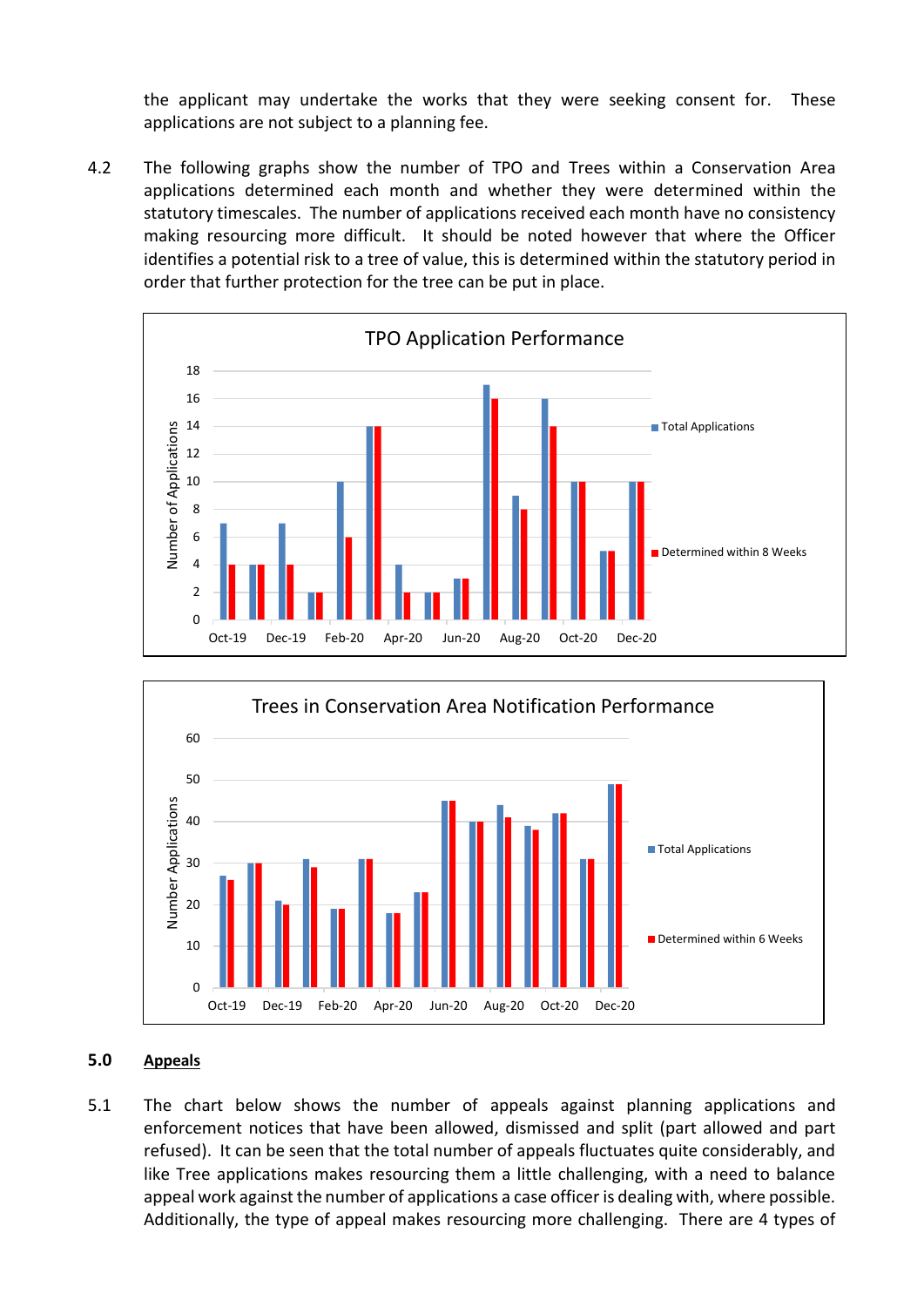the applicant may undertake the works that they were seeking consent for. These applications are not subject to a planning fee.

4.2 The following graphs show the number of TPO and Trees within a Conservation Area applications determined each month and whether they were determined within the statutory timescales. The number of applications received each month have no consistency making resourcing more difficult. It should be noted however that where the Officer identifies a potential risk to a tree of value, this is determined within the statutory period in order that further protection for the tree can be put in place.

**TPO Application Performance**

| Month | Total Applications | Determined within 8 Weeks |
|---|---|---|
| Oct-19 | 7 | 4 |
| Nov-19 | 4 | 4 |
| Dec-19 | 7 | 4 |
| Jan-20 | 2 | 2 |
| Feb-20 | 10 | 6 |
| Mar-20 | 14 | 14 |
| Apr-20 | 4 | 2 |
| May-20 | 2 | 2 |
| Jun-20 | 3 | 3 |
| Jul-20 | 17 | 16 |
| Aug-20 | 9 | 8 |
| Sep-20 | 16 | 14 |
| Oct-20 | 10 | 10 |
| Nov-20 | 5 | 5 |
| Dec-20 | 10 | 10 |

**Trees in Conservation Area Notification Performance**

| Month | Total Applications | Determined within 6 Weeks |
|---|---|---|
| Oct-19 | 27 | 26 |
| Nov-19 | 30 | 30 |
| Dec-19 | 21 | 20 |
| Jan-20 | 31 | 29 |
| Feb-20 | 19 | 19 |
| Mar-20 | 31 | 31 |
| Apr-20 | 18 | 18 |
| May-20 | 23 | 23 |
| Jun-20 | 45 | 45 |
| Jul-20 | 40 | 40 |
| Aug-20 | 44 | 41 |
| Sep-20 | 39 | 38 |
| Oct-20 | 42 | 42 |
| Nov-20 | 31 | 31 |
| Dec-20 | 49 | 49 |

## 5.0 Appeals

5.1 The chart below shows the number of appeals against planning applications and enforcement notices that have been allowed, dismissed and split (part allowed and part refused). It can be seen that the total number of appeals fluctuates quite considerably, and like Tree applications makes resourcing them a little challenging, with a need to balance appeal work against the number of applications a case officer is dealing with, where possible. Additionally, the type of appeal makes resourcing more challenging. There are 4 types of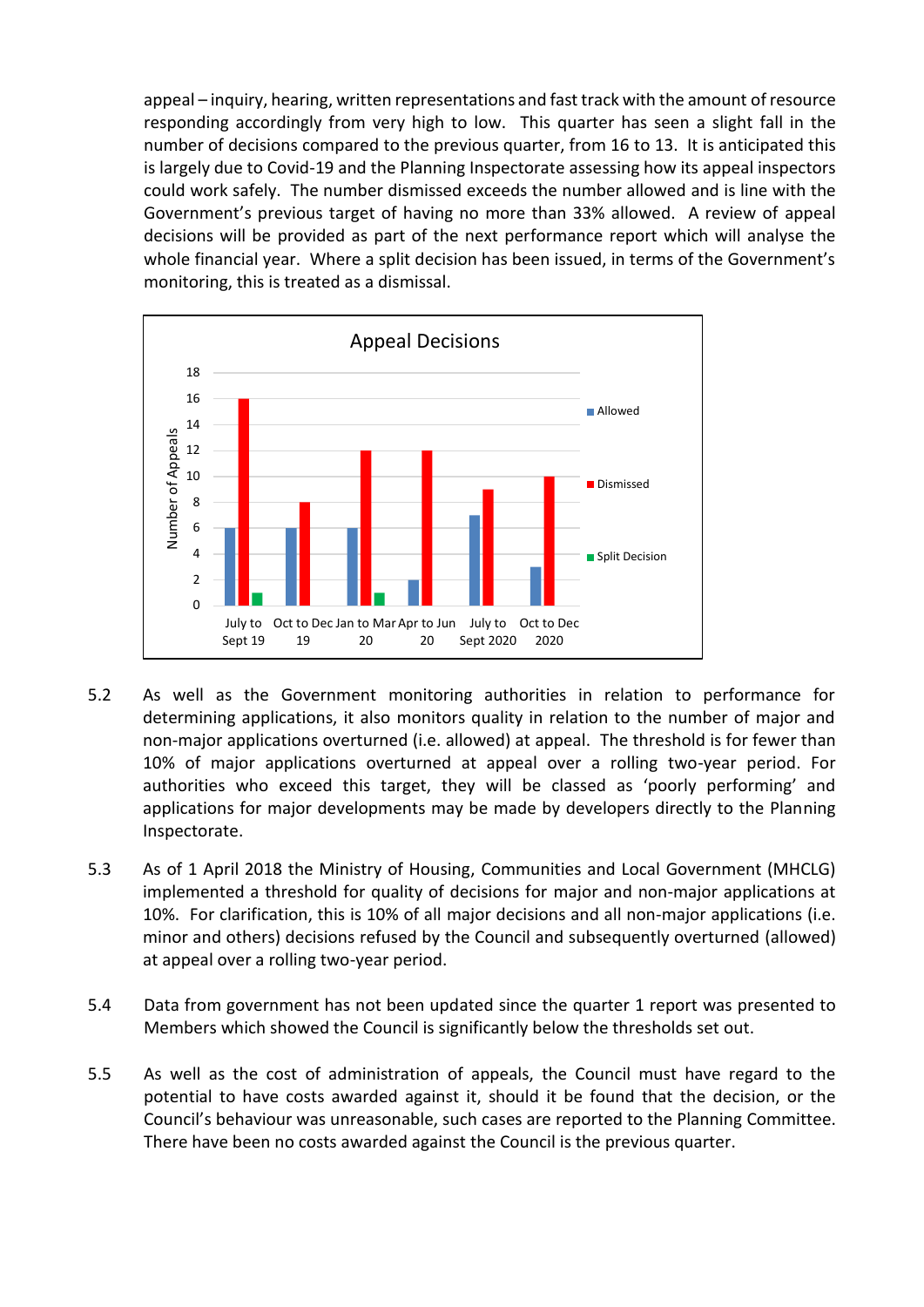appeal – inquiry, hearing, written representations and fast track with the amount of resource responding accordingly from very high to low. This quarter has seen a slight fall in the number of decisions compared to the previous quarter, from 16 to 13. It is anticipated this is largely due to Covid-19 and the Planning Inspectorate assessing how its appeal inspectors could work safely. The number dismissed exceeds the number allowed and is line with the Government's previous target of having no more than 33% allowed. A review of appeal decisions will be provided as part of the next performance report which will analyse the whole financial year. Where a split decision has been issued, in terms of the Government's monitoring, this is treated as a dismissal.

**Appeal Decisions**

| Number of Appeals | July to Sept 19 | Oct to Dec 19 | Jan to Mar 20 | Apr to Jun 20 | July to Sept 2020 | Oct to Dec 2020 |
|---|---|---|---|---|---|---|
| Allowed | 6 | 6 | 6 | 2 | 7 | 3 |
| Dismissed | 16 | 8 | 12 | 12 | 9 | 10 |
| Split Decision | 1 | | 1 | | | |

5.2 As well as the Government monitoring authorities in relation to performance for determining applications, it also monitors quality in relation to the number of major and non-major applications overturned (i.e. allowed) at appeal. The threshold is for fewer than 10% of major applications overturned at appeal over a rolling two-year period. For authorities who exceed this target, they will be classed as 'poorly performing' and applications for major developments may be made by developers directly to the Planning Inspectorate.

5.3 As of 1 April 2018 the Ministry of Housing, Communities and Local Government (MHCLG) implemented a threshold for quality of decisions for major and non-major applications at 10%. For clarification, this is 10% of all major decisions and all non-major applications (i.e. minor and others) decisions refused by the Council and subsequently overturned (allowed) at appeal over a rolling two-year period.

5.4 Data from government has not been updated since the quarter 1 report was presented to Members which showed the Council is significantly below the thresholds set out.

5.5 As well as the cost of administration of appeals, the Council must have regard to the potential to have costs awarded against it, should it be found that the decision, or the Council's behaviour was unreasonable, such cases are reported to the Planning Committee. There have been no costs awarded against the Council is the previous quarter.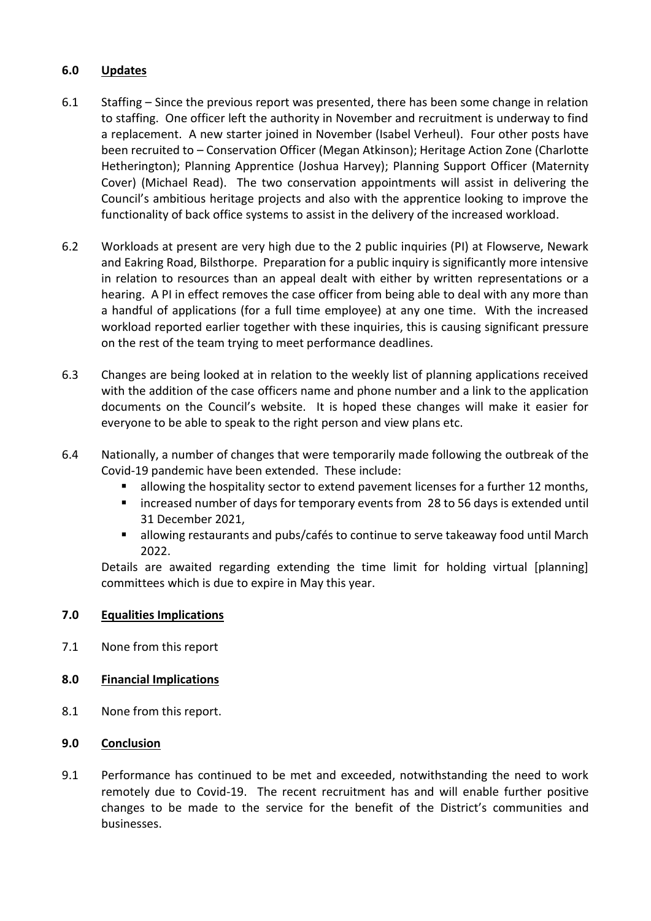## 6.0 Updates

6.1 Staffing – Since the previous report was presented, there has been some change in relation to staffing. One officer left the authority in November and recruitment is underway to find a replacement. A new starter joined in November (Isabel Verheul). Four other posts have been recruited to – Conservation Officer (Megan Atkinson); Heritage Action Zone (Charlotte Hetherington); Planning Apprentice (Joshua Harvey); Planning Support Officer (Maternity Cover) (Michael Read). The two conservation appointments will assist in delivering the Council's ambitious heritage projects and also with the apprentice looking to improve the functionality of back office systems to assist in the delivery of the increased workload.

6.2 Workloads at present are very high due to the 2 public inquiries (PI) at Flowserve, Newark and Eakring Road, Bilsthorpe. Preparation for a public inquiry is significantly more intensive in relation to resources than an appeal dealt with either by written representations or a hearing. A PI in effect removes the case officer from being able to deal with any more than a handful of applications (for a full time employee) at any one time. With the increased workload reported earlier together with these inquiries, this is causing significant pressure on the rest of the team trying to meet performance deadlines.

6.3 Changes are being looked at in relation to the weekly list of planning applications received with the addition of the case officers name and phone number and a link to the application documents on the Council's website. It is hoped these changes will make it easier for everyone to be able to speak to the right person and view plans etc.

6.4 Nationally, a number of changes that were temporarily made following the outbreak of the Covid-19 pandemic have been extended. These include:

- allowing the hospitality sector to extend pavement licenses for a further 12 months,
- increased number of days for temporary events from 28 to 56 days is extended until 31 December 2021,
- allowing restaurants and pubs/cafés to continue to serve takeaway food until March 2022.

Details are awaited regarding extending the time limit for holding virtual [planning] committees which is due to expire in May this year.

## 7.0 Equalities Implications

7.1 None from this report

## 8.0 Financial Implications

8.1 None from this report.

## 9.0 Conclusion

9.1 Performance has continued to be met and exceeded, notwithstanding the need to work remotely due to Covid-19. The recent recruitment has and will enable further positive changes to be made to the service for the benefit of the District's communities and businesses.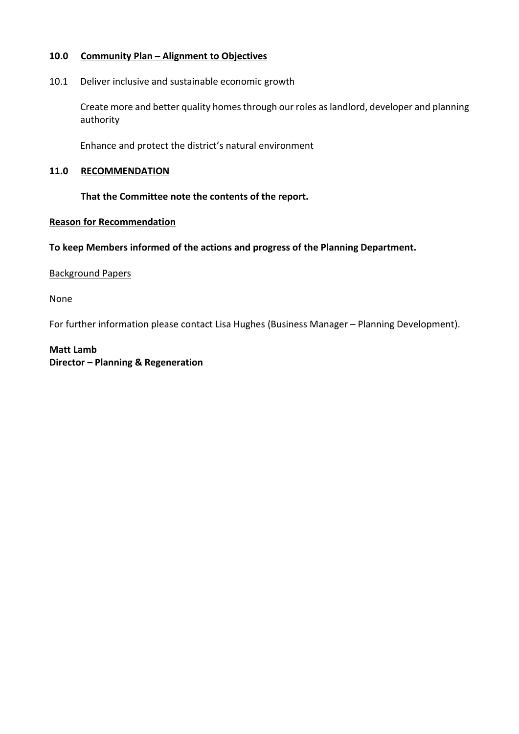## 10.0 Community Plan – Alignment to Objectives

10.1 Deliver inclusive and sustainable economic growth

Create more and better quality homes through our roles as landlord, developer and planning authority

Enhance and protect the district's natural environment

## 11.0 RECOMMENDATION

**That the Committee note the contents of the report.**

**Reason for Recommendation**

**To keep Members informed of the actions and progress of the Planning Department.**

Background Papers

None

For further information please contact Lisa Hughes (Business Manager – Planning Development).

**Matt Lamb**
**Director – Planning & Regeneration**